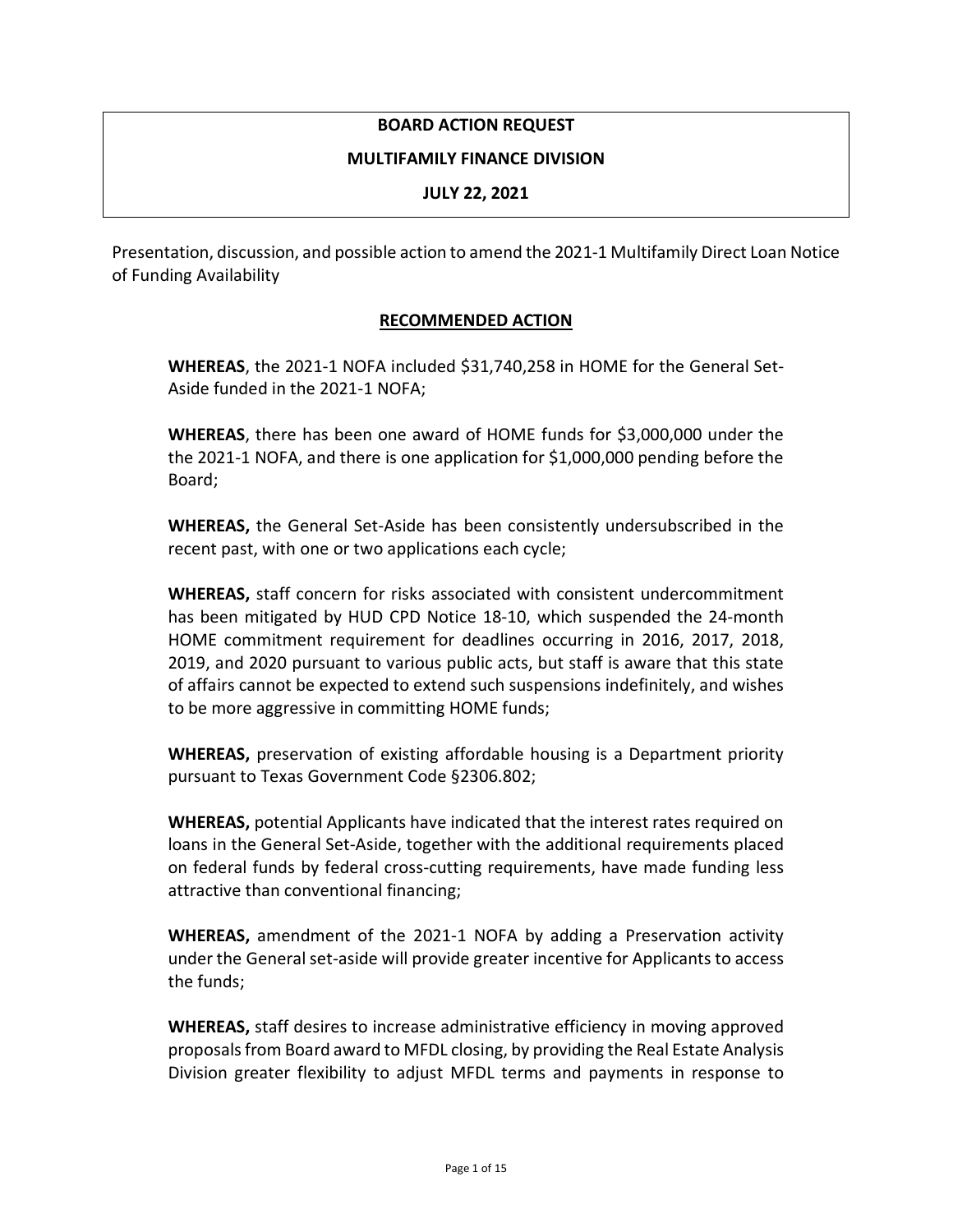**BOARD ACTION REQUEST**

**MULTIFAMILY FINANCE DIVISION**

**JULY 22, 2021**

Presentation, discussion, and possible action to amend the 2021-1 Multifamily Direct Loan Notice of Funding Availability

## RECOMMENDED ACTION

**WHEREAS**, the 2021-1 NOFA included $31,740,258 in HOME for the General Set-Aside funded in the 2021-1 NOFA;

**WHEREAS**, there has been one award of HOME funds for $3,000,000 under the the 2021-1 NOFA, and there is one application for $1,000,000 pending before the Board;

**WHEREAS,** the General Set-Aside has been consistently undersubscribed in the recent past, with one or two applications each cycle;

**WHEREAS,** staff concern for risks associated with consistent undercommitment has been mitigated by HUD CPD Notice 18-10, which suspended the 24-month HOME commitment requirement for deadlines occurring in 2016, 2017, 2018, 2019, and 2020 pursuant to various public acts, but staff is aware that this state of affairs cannot be expected to extend such suspensions indefinitely, and wishes to be more aggressive in committing HOME funds;

**WHEREAS,** preservation of existing affordable housing is a Department priority pursuant to Texas Government Code §2306.802;

**WHEREAS,** potential Applicants have indicated that the interest rates required on loans in the General Set-Aside, together with the additional requirements placed on federal funds by federal cross-cutting requirements, have made funding less attractive than conventional financing;

**WHEREAS,** amendment of the 2021-1 NOFA by adding a Preservation activity under the General set-aside will provide greater incentive for Applicants to access the funds;

**WHEREAS,** staff desires to increase administrative efficiency in moving approved proposals from Board award to MFDL closing, by providing the Real Estate Analysis Division greater flexibility to adjust MFDL terms and payments in response to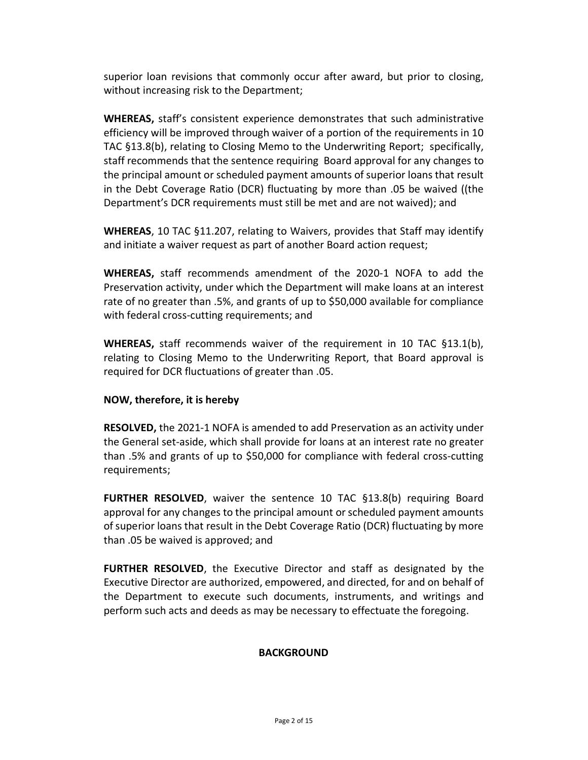superior loan revisions that commonly occur after award, but prior to closing, without increasing risk to the Department;

**WHEREAS,** staff's consistent experience demonstrates that such administrative efficiency will be improved through waiver of a portion of the requirements in 10 TAC §13.8(b), relating to Closing Memo to the Underwriting Report; specifically, staff recommends that the sentence requiring Board approval for any changes to the principal amount or scheduled payment amounts of superior loans that result in the Debt Coverage Ratio (DCR) fluctuating by more than .05 be waived ((the Department's DCR requirements must still be met and are not waived); and

**WHEREAS**, 10 TAC §11.207, relating to Waivers, provides that Staff may identify and initiate a waiver request as part of another Board action request;

**WHEREAS,** staff recommends amendment of the 2020-1 NOFA to add the Preservation activity, under which the Department will make loans at an interest rate of no greater than .5%, and grants of up to $50,000 available for compliance with federal cross-cutting requirements; and

**WHEREAS,** staff recommends waiver of the requirement in 10 TAC §13.1(b), relating to Closing Memo to the Underwriting Report, that Board approval is required for DCR fluctuations of greater than .05.

**NOW, therefore, it is hereby**

**RESOLVED,** the 2021-1 NOFA is amended to add Preservation as an activity under the General set-aside, which shall provide for loans at an interest rate no greater than .5% and grants of up to $50,000 for compliance with federal cross-cutting requirements;

**FURTHER RESOLVED**, waiver the sentence 10 TAC §13.8(b) requiring Board approval for any changes to the principal amount or scheduled payment amounts of superior loans that result in the Debt Coverage Ratio (DCR) fluctuating by more than .05 be waived is approved; and

**FURTHER RESOLVED**, the Executive Director and staff as designated by the Executive Director are authorized, empowered, and directed, for and on behalf of the Department to execute such documents, instruments, and writings and perform such acts and deeds as may be necessary to effectuate the foregoing.

## BACKGROUND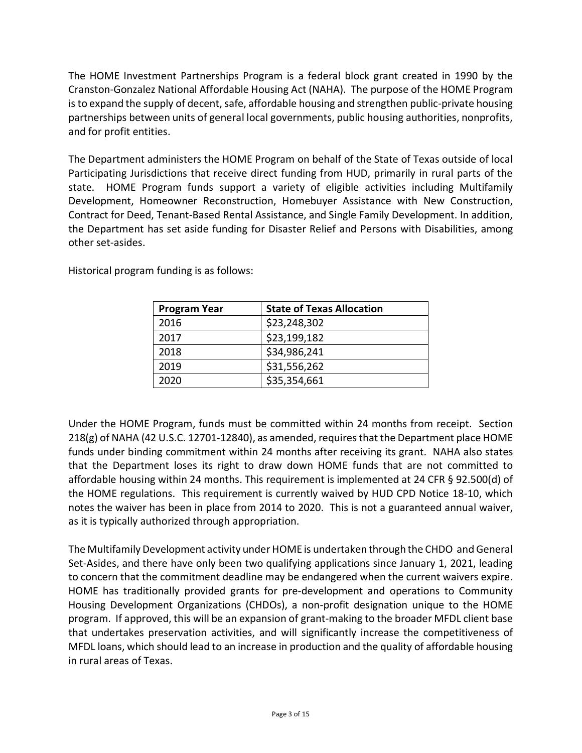The HOME Investment Partnerships Program is a federal block grant created in 1990 by the Cranston-Gonzalez National Affordable Housing Act (NAHA). The purpose of the HOME Program is to expand the supply of decent, safe, affordable housing and strengthen public-private housing partnerships between units of general local governments, public housing authorities, nonprofits, and for profit entities.

The Department administers the HOME Program on behalf of the State of Texas outside of local Participating Jurisdictions that receive direct funding from HUD, primarily in rural parts of the state. HOME Program funds support a variety of eligible activities including Multifamily Development, Homeowner Reconstruction, Homebuyer Assistance with New Construction, Contract for Deed, Tenant-Based Rental Assistance, and Single Family Development. In addition, the Department has set aside funding for Disaster Relief and Persons with Disabilities, among other set-asides.

Historical program funding is as follows:

| Program Year | State of Texas Allocation |
|---|---|
| 2016 | $23,248,302 |
| 2017 | $23,199,182 |
| 2018 | $34,986,241 |
| 2019 | $31,556,262 |
| 2020 | $35,354,661 |

Under the HOME Program, funds must be committed within 24 months from receipt. Section 218(g) of NAHA (42 U.S.C. 12701-12840), as amended, requires that the Department place HOME funds under binding commitment within 24 months after receiving its grant. NAHA also states that the Department loses its right to draw down HOME funds that are not committed to affordable housing within 24 months. This requirement is implemented at 24 CFR § 92.500(d) of the HOME regulations. This requirement is currently waived by HUD CPD Notice 18-10, which notes the waiver has been in place from 2014 to 2020. This is not a guaranteed annual waiver, as it is typically authorized through appropriation.

The Multifamily Development activity under HOME is undertaken through the CHDO and General Set-Asides, and there have only been two qualifying applications since January 1, 2021, leading to concern that the commitment deadline may be endangered when the current waivers expire. HOME has traditionally provided grants for pre-development and operations to Community Housing Development Organizations (CHDOs), a non-profit designation unique to the HOME program. If approved, this will be an expansion of grant-making to the broader MFDL client base that undertakes preservation activities, and will significantly increase the competitiveness of MFDL loans, which should lead to an increase in production and the quality of affordable housing in rural areas of Texas.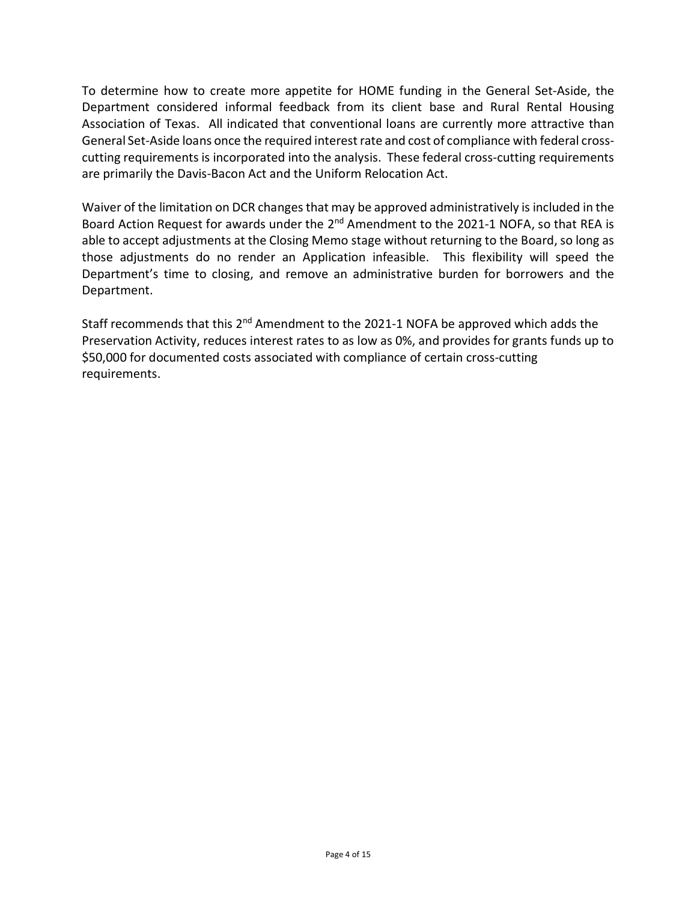To determine how to create more appetite for HOME funding in the General Set-Aside, the Department considered informal feedback from its client base and Rural Rental Housing Association of Texas. All indicated that conventional loans are currently more attractive than General Set-Aside loans once the required interest rate and cost of compliance with federal cross-cutting requirements is incorporated into the analysis. These federal cross-cutting requirements are primarily the Davis-Bacon Act and the Uniform Relocation Act.

Waiver of the limitation on DCR changes that may be approved administratively is included in the Board Action Request for awards under the 2nd Amendment to the 2021-1 NOFA, so that REA is able to accept adjustments at the Closing Memo stage without returning to the Board, so long as those adjustments do no render an Application infeasible. This flexibility will speed the Department's time to closing, and remove an administrative burden for borrowers and the Department.

Staff recommends that this 2nd Amendment to the 2021-1 NOFA be approved which adds the Preservation Activity, reduces interest rates to as low as 0%, and provides for grants funds up to $50,000 for documented costs associated with compliance of certain cross-cutting requirements.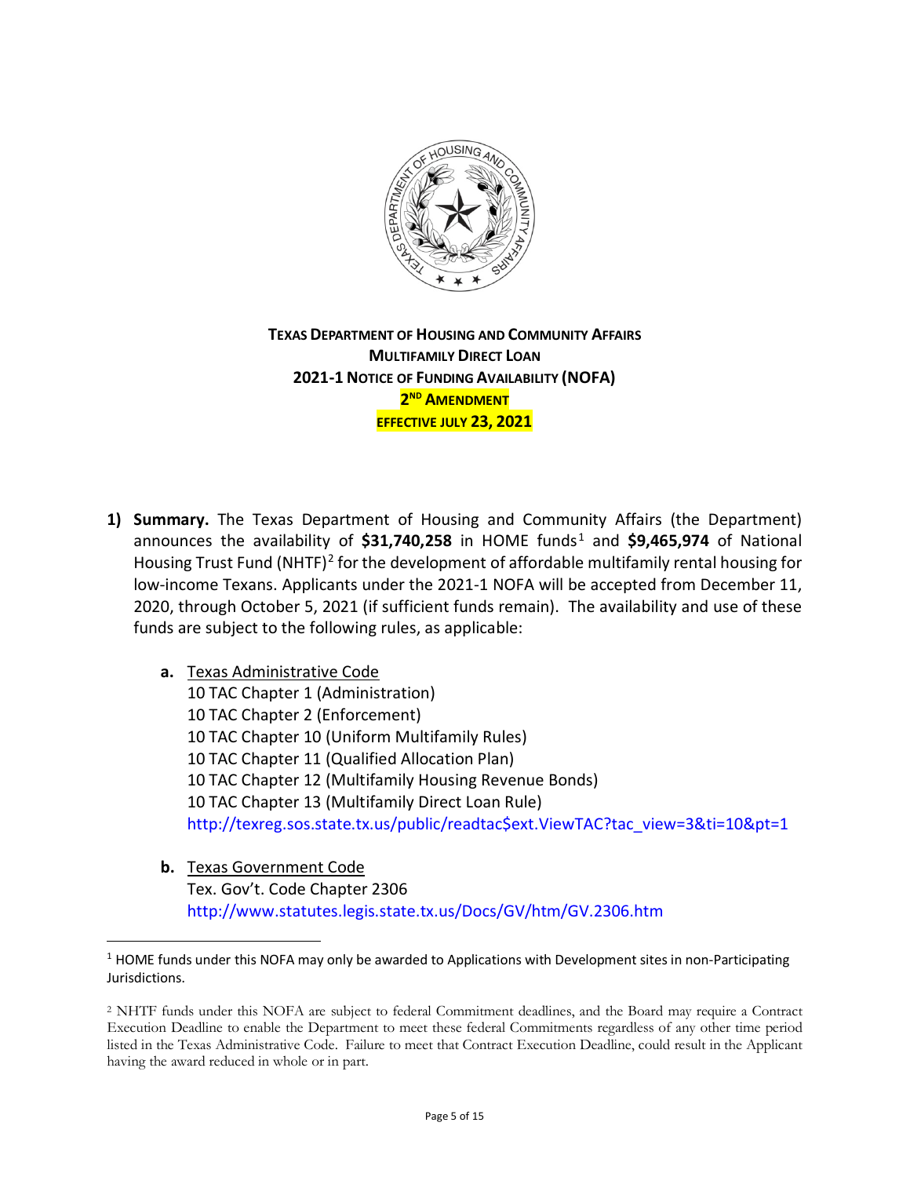**TEXAS DEPARTMENT OF HOUSING AND COMMUNITY AFFAIRS**
**MULTIFAMILY DIRECT LOAN**
**2021-1 NOTICE OF FUNDING AVAILABILITY (NOFA)**
**2ND AMENDMENT**
**EFFECTIVE JULY 23, 2021**

1) **Summary.** The Texas Department of Housing and Community Affairs (the Department) announces the availability of **$31,740,258** in HOME funds[1] and **$9,465,974** of National Housing Trust Fund (NHTF)[2] for the development of affordable multifamily rental housing for low-income Texans. Applicants under the 2021-1 NOFA will be accepted from December 11, 2020, through October 5, 2021 (if sufficient funds remain). The availability and use of these funds are subject to the following rules, as applicable:

   a. Texas Administrative Code
      10 TAC Chapter 1 (Administration)
      10 TAC Chapter 2 (Enforcement)
      10 TAC Chapter 10 (Uniform Multifamily Rules)
      10 TAC Chapter 11 (Qualified Allocation Plan)
      10 TAC Chapter 12 (Multifamily Housing Revenue Bonds)
      10 TAC Chapter 13 (Multifamily Direct Loan Rule)
      http://texreg.sos.state.tx.us/public/readtac$ext.ViewTAC?tac_view=3&ti=10&pt=1

   b. Texas Government Code
      Tex. Gov't. Code Chapter 2306
      http://www.statutes.legis.state.tx.us/Docs/GV/htm/GV.2306.htm

---

[1] HOME funds under this NOFA may only be awarded to Applications with Development sites in non-Participating Jurisdictions.

[2] NHTF funds under this NOFA are subject to federal Commitment deadlines, and the Board may require a Contract Execution Deadline to enable the Department to meet these federal Commitments regardless of any other time period listed in the Texas Administrative Code. Failure to meet that Contract Execution Deadline, could result in the Applicant having the award reduced in whole or in part.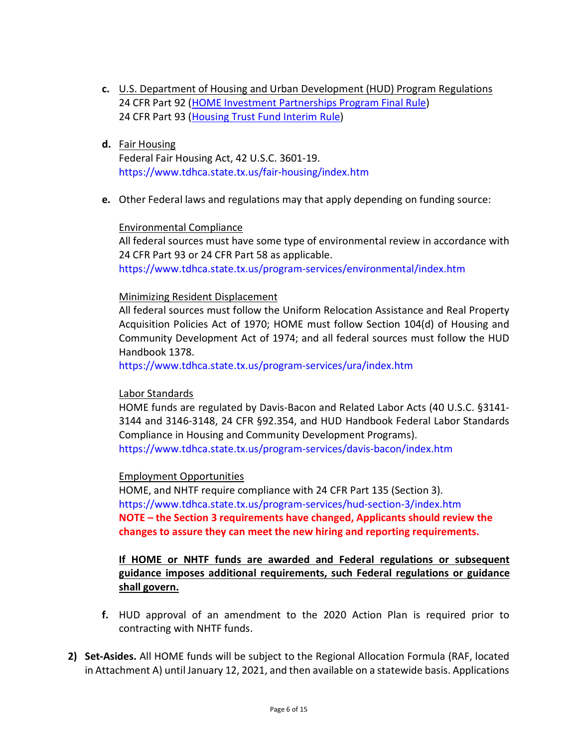**c.** U.S. Department of Housing and Urban Development (HUD) Program Regulations
24 CFR Part 92 (HOME Investment Partnerships Program Final Rule)
24 CFR Part 93 (Housing Trust Fund Interim Rule)

**d.** Fair Housing
Federal Fair Housing Act, 42 U.S.C. 3601-19.
https://www.tdhca.state.tx.us/fair-housing/index.htm

**e.** Other Federal laws and regulations may that apply depending on funding source:

Environmental Compliance
All federal sources must have some type of environmental review in accordance with 24 CFR Part 93 or 24 CFR Part 58 as applicable.
https://www.tdhca.state.tx.us/program-services/environmental/index.htm

Minimizing Resident Displacement
All federal sources must follow the Uniform Relocation Assistance and Real Property Acquisition Policies Act of 1970; HOME must follow Section 104(d) of Housing and Community Development Act of 1974; and all federal sources must follow the HUD Handbook 1378.
https://www.tdhca.state.tx.us/program-services/ura/index.htm

Labor Standards
HOME funds are regulated by Davis-Bacon and Related Labor Acts (40 U.S.C. §3141-3144 and 3146-3148, 24 CFR §92.354, and HUD Handbook Federal Labor Standards Compliance in Housing and Community Development Programs).
https://www.tdhca.state.tx.us/program-services/davis-bacon/index.htm

Employment Opportunities
HOME, and NHTF require compliance with 24 CFR Part 135 (Section 3).
https://www.tdhca.state.tx.us/program-services/hud-section-3/index.htm
**NOTE – the Section 3 requirements have changed, Applicants should review the changes to assure they can meet the new hiring and reporting requirements.**

**If HOME or NHTF funds are awarded and Federal regulations or subsequent guidance imposes additional requirements, such Federal regulations or guidance shall govern.**

**f.** HUD approval of an amendment to the 2020 Action Plan is required prior to contracting with NHTF funds.

**2) Set-Asides.** All HOME funds will be subject to the Regional Allocation Formula (RAF, located in Attachment A) until January 12, 2021, and then available on a statewide basis. Applications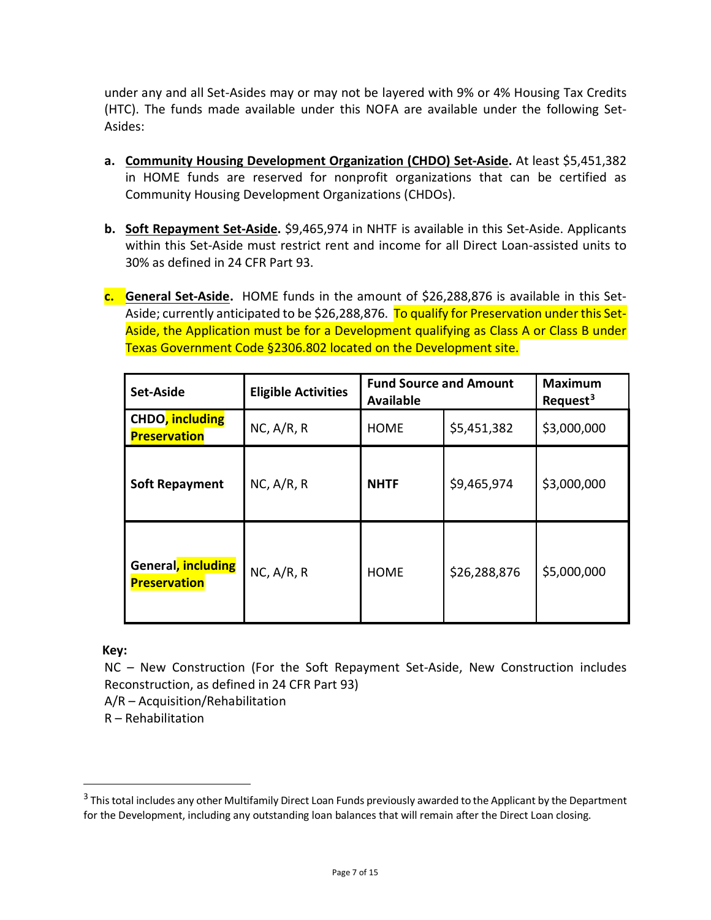under any and all Set-Asides may or may not be layered with 9% or 4% Housing Tax Credits (HTC). The funds made available under this NOFA are available under the following Set-Asides:

a. **Community Housing Development Organization (CHDO) Set-Aside.** At least $5,451,382 in HOME funds are reserved for nonprofit organizations that can be certified as Community Housing Development Organizations (CHDOs).

b. **Soft Repayment Set-Aside.** $9,465,974 in NHTF is available in this Set-Aside. Applicants within this Set-Aside must restrict rent and income for all Direct Loan-assisted units to 30% as defined in 24 CFR Part 93.

c. **General Set-Aside.** HOME funds in the amount of $26,288,876 is available in this Set-Aside; currently anticipated to be $26,288,876. To qualify for Preservation under this Set-Aside, the Application must be for a Development qualifying as Class A or Class B under Texas Government Code §2306.802 located on the Development site.

| Set-Aside | Eligible Activities | Fund Source and Amount Available | | Maximum Request[3] |
|---|---|---|---|---|
| **CHDO, including Preservation** | NC, A/R, R | HOME | $5,451,382 | $3,000,000 |
| **Soft Repayment** | NC, A/R, R | **NHTF** | $9,465,974 | $3,000,000 |
| **General, including Preservation** | NC, A/R, R | HOME | $26,288,876 | $5,000,000 |

**Key:**

NC – New Construction (For the Soft Repayment Set-Aside, New Construction includes Reconstruction, as defined in 24 CFR Part 93)

A/R – Acquisition/Rehabilitation

R – Rehabilitation

[3] This total includes any other Multifamily Direct Loan Funds previously awarded to the Applicant by the Department for the Development, including any outstanding loan balances that will remain after the Direct Loan closing.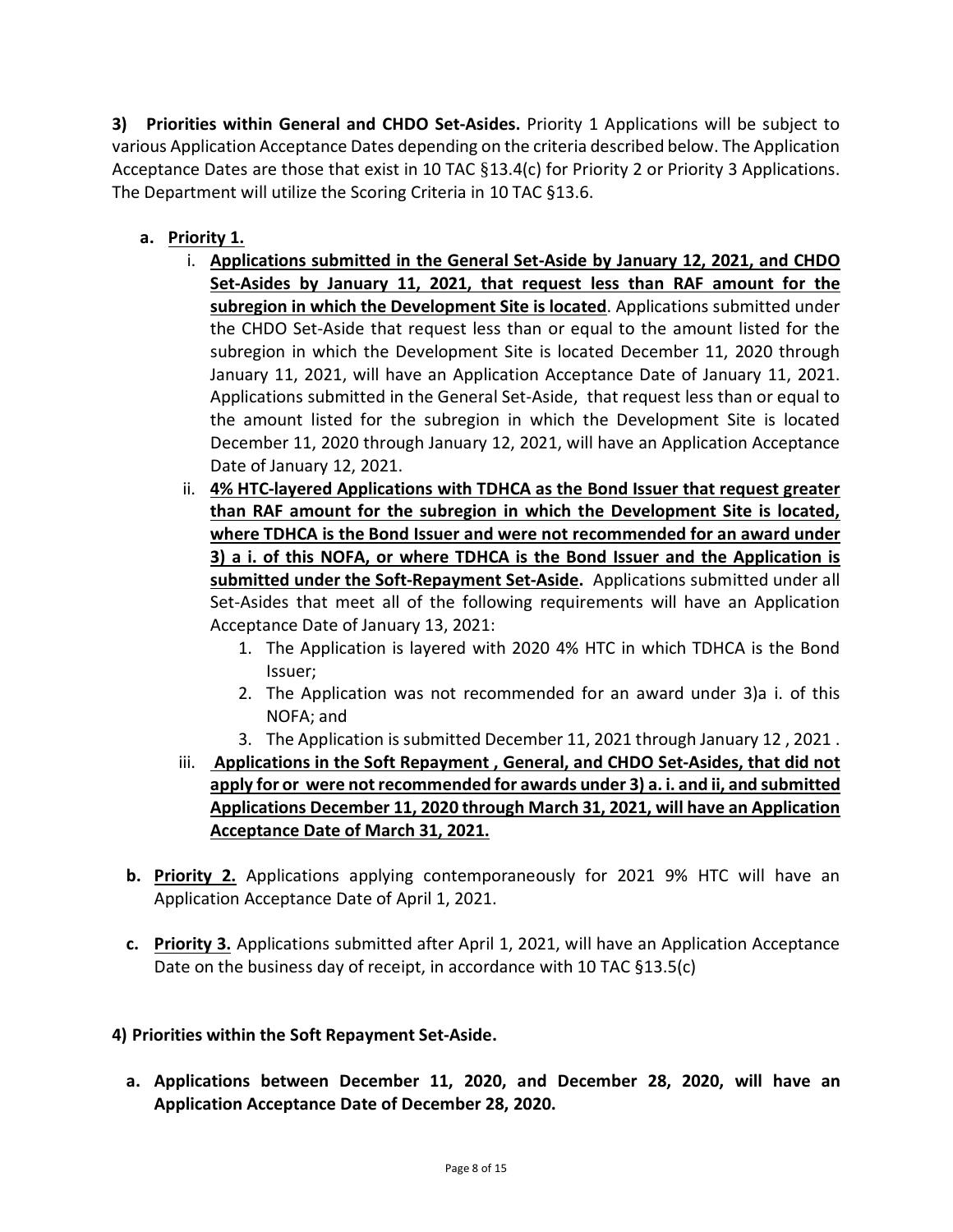**3) Priorities within General and CHDO Set-Asides.** Priority 1 Applications will be subject to various Application Acceptance Dates depending on the criteria described below. The Application Acceptance Dates are those that exist in 10 TAC §13.4(c) for Priority 2 or Priority 3 Applications. The Department will utilize the Scoring Criteria in 10 TAC §13.6.

- **a. Priority 1.**
  - i. **Applications submitted in the General Set-Aside by January 12, 2021, and CHDO Set-Asides by January 11, 2021, that request less than RAF amount for the subregion in which the Development Site is located**. Applications submitted under the CHDO Set-Aside that request less than or equal to the amount listed for the subregion in which the Development Site is located December 11, 2020 through January 11, 2021, will have an Application Acceptance Date of January 11, 2021. Applications submitted in the General Set-Aside, that request less than or equal to the amount listed for the subregion in which the Development Site is located December 11, 2020 through January 12, 2021, will have an Application Acceptance Date of January 12, 2021.
  - ii. **4% HTC-layered Applications with TDHCA as the Bond Issuer that request greater than RAF amount for the subregion in which the Development Site is located, where TDHCA is the Bond Issuer and were not recommended for an award under 3) a i. of this NOFA, or where TDHCA is the Bond Issuer and the Application is submitted under the Soft-Repayment Set-Aside.** Applications submitted under all Set-Asides that meet all of the following requirements will have an Application Acceptance Date of January 13, 2021:
    1. The Application is layered with 2020 4% HTC in which TDHCA is the Bond Issuer;
    2. The Application was not recommended for an award under 3)a i. of this NOFA; and
    3. The Application is submitted December 11, 2021 through January 12 , 2021 .
  - iii. **Applications in the Soft Repayment , General, and CHDO Set-Asides, that did not apply for or were not recommended for awards under 3) a. i. and ii, and submitted Applications December 11, 2020 through March 31, 2021, will have an Application Acceptance Date of March 31, 2021.**

- **b. Priority 2.** Applications applying contemporaneously for 2021 9% HTC will have an Application Acceptance Date of April 1, 2021.

- **c. Priority 3.** Applications submitted after April 1, 2021, will have an Application Acceptance Date on the business day of receipt, in accordance with 10 TAC §13.5(c)

**4) Priorities within the Soft Repayment Set-Aside.**

- **a. Applications between December 11, 2020, and December 28, 2020, will have an Application Acceptance Date of December 28, 2020.**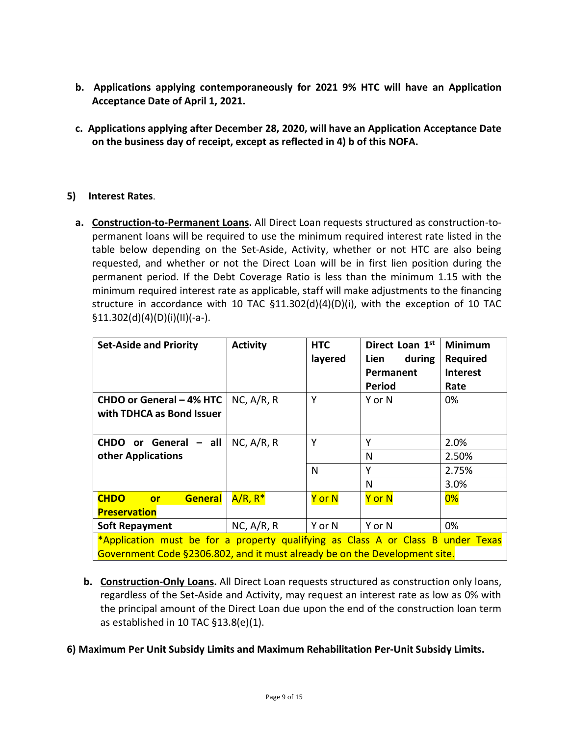**b. Applications applying contemporaneously for 2021 9% HTC will have an Application Acceptance Date of April 1, 2021.**

**c. Applications applying after December 28, 2020, will have an Application Acceptance Date on the business day of receipt, except as reflected in 4) b of this NOFA.**

## 5) Interest Rates.

**a. Construction-to-Permanent Loans.** All Direct Loan requests structured as construction-to-permanent loans will be required to use the minimum required interest rate listed in the table below depending on the Set-Aside, Activity, whether or not HTC are also being requested, and whether or not the Direct Loan will be in first lien position during the permanent period. If the Debt Coverage Ratio is less than the minimum 1.15 with the minimum required interest rate as applicable, staff will make adjustments to the financing structure in accordance with 10 TAC §11.302(d)(4)(D)(i), with the exception of 10 TAC §11.302(d)(4)(D)(i)(II)(-a-).

| Set-Aside and Priority | Activity | HTC layered | Direct Loan 1st Lien during Permanent Period | Minimum Required Interest Rate |
|---|---|---|---|---|
| **CHDO or General – 4% HTC with TDHCA as Bond Issuer** | NC, A/R, R | Y | Y or N | 0% |
| **CHDO or General – all other Applications** | NC, A/R, R | Y | Y | 2.0% |
| | | | N | 2.50% |
| | | N | Y | 2.75% |
| | | | N | 3.0% |
| **CHDO or General Preservation** | A/R, R* | Y or N | Y or N | 0% |
| **Soft Repayment** | NC, A/R, R | Y or N | Y or N | 0% |
| *Application must be for a property qualifying as Class A or Class B under Texas Government Code §2306.802, and it must already be on the Development site. | | | | |

**b. Construction-Only Loans.** All Direct Loan requests structured as construction only loans, regardless of the Set-Aside and Activity, may request an interest rate as low as 0% with the principal amount of the Direct Loan due upon the end of the construction loan term as established in 10 TAC §13.8(e)(1).

## 6) Maximum Per Unit Subsidy Limits and Maximum Rehabilitation Per-Unit Subsidy Limits.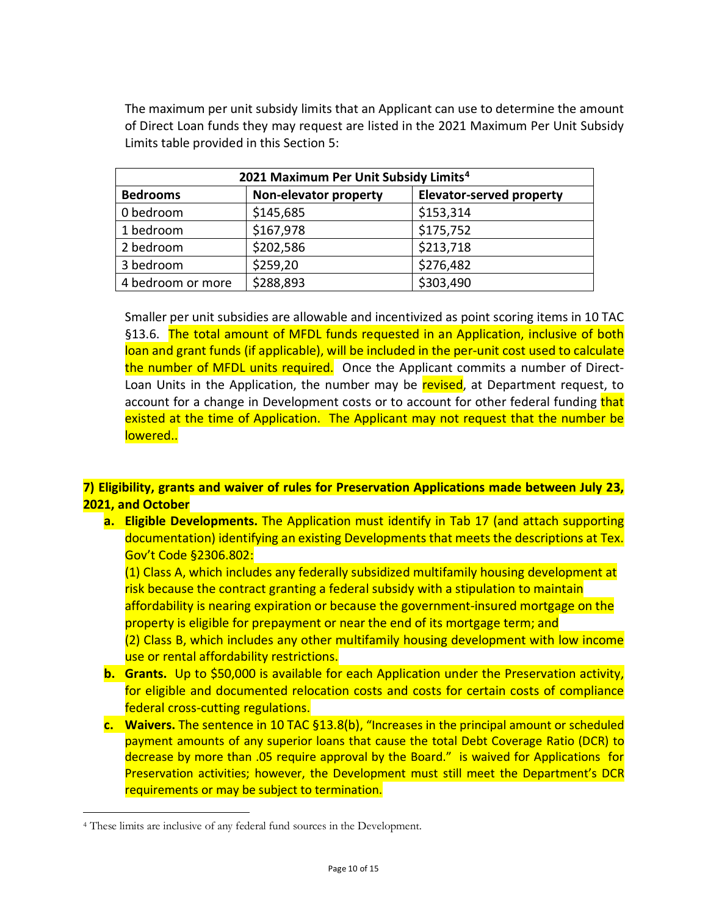The maximum per unit subsidy limits that an Applicant can use to determine the amount of Direct Loan funds they may request are listed in the 2021 Maximum Per Unit Subsidy Limits table provided in this Section 5:

| 2021 Maximum Per Unit Subsidy Limits[4] | | |
|---|---|---|
| **Bedrooms** | **Non-elevator property** | **Elevator-served property** |
| 0 bedroom | $145,685 | $153,314 |
| 1 bedroom | $167,978 | $175,752 |
| 2 bedroom | $202,586 | $213,718 |
| 3 bedroom | $259,20 | $276,482 |
| 4 bedroom or more | $288,893 | $303,490 |

Smaller per unit subsidies are allowable and incentivized as point scoring items in 10 TAC §13.6. The total amount of MFDL funds requested in an Application, inclusive of both loan and grant funds (if applicable), will be included in the per-unit cost used to calculate the number of MFDL units required. Once the Applicant commits a number of Direct-Loan Units in the Application, the number may be revised, at Department request, to account for a change in Development costs or to account for other federal funding that existed at the time of Application. The Applicant may not request that the number be lowered..

**7) Eligibility, grants and waiver of rules for Preservation Applications made between July 23, 2021, and October**

a. **Eligible Developments.** The Application must identify in Tab 17 (and attach supporting documentation) identifying an existing Developments that meets the descriptions at Tex. Gov't Code §2306.802:

   (1) Class A, which includes any federally subsidized multifamily housing development at risk because the contract granting a federal subsidy with a stipulation to maintain affordability is nearing expiration or because the government-insured mortgage on the property is eligible for prepayment or near the end of its mortgage term; and

   (2) Class B, which includes any other multifamily housing development with low income use or rental affordability restrictions.

b. **Grants.** Up to $50,000 is available for each Application under the Preservation activity, for eligible and documented relocation costs and costs for certain costs of compliance federal cross-cutting regulations.

c. **Waivers.** The sentence in 10 TAC §13.8(b), "Increases in the principal amount or scheduled payment amounts of any superior loans that cause the total Debt Coverage Ratio (DCR) to decrease by more than .05 require approval by the Board." is waived for Applications for Preservation activities; however, the Development must still meet the Department's DCR requirements or may be subject to termination.

[4] These limits are inclusive of any federal fund sources in the Development.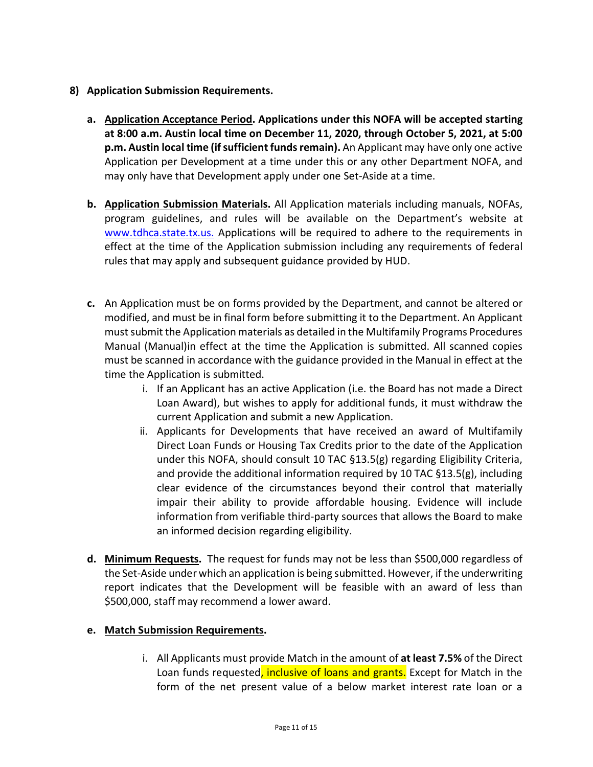**8) Application Submission Requirements.**

**a. <u>Application Acceptance Period</u>. Applications under this NOFA will be accepted starting at 8:00 a.m. Austin local time on December 11, 2020, through October 5, 2021, at 5:00 p.m. Austin local time (if sufficient funds remain).** An Applicant may have only one active Application per Development at a time under this or any other Department NOFA, and may only have that Development apply under one Set-Aside at a time.

**b. <u>Application Submission Materials</u>.** All Application materials including manuals, NOFAs, program guidelines, and rules will be available on the Department's website at [www.tdhca.state.tx.us.](http://www.tdhca.state.tx.us) Applications will be required to adhere to the requirements in effect at the time of the Application submission including any requirements of federal rules that may apply and subsequent guidance provided by HUD.

**c.** An Application must be on forms provided by the Department, and cannot be altered or modified, and must be in final form before submitting it to the Department. An Applicant must submit the Application materials as detailed in the Multifamily Programs Procedures Manual (Manual)in effect at the time the Application is submitted. All scanned copies must be scanned in accordance with the guidance provided in the Manual in effect at the time the Application is submitted.

   i. If an Applicant has an active Application (i.e. the Board has not made a Direct Loan Award), but wishes to apply for additional funds, it must withdraw the current Application and submit a new Application.

   ii. Applicants for Developments that have received an award of Multifamily Direct Loan Funds or Housing Tax Credits prior to the date of the Application under this NOFA, should consult 10 TAC §13.5(g) regarding Eligibility Criteria, and provide the additional information required by 10 TAC §13.5(g), including clear evidence of the circumstances beyond their control that materially impair their ability to provide affordable housing. Evidence will include information from verifiable third-party sources that allows the Board to make an informed decision regarding eligibility.

**d. <u>Minimum Requests</u>.** The request for funds may not be less than \$500,000 regardless of the Set-Aside under which an application is being submitted. However, if the underwriting report indicates that the Development will be feasible with an award of less than \$500,000, staff may recommend a lower award.

**e. <u>Match Submission Requirements</u>.**

   i. All Applicants must provide Match in the amount of **at least 7.5%** of the Direct Loan funds requested, inclusive of loans and grants. Except for Match in the form of the net present value of a below market interest rate loan or a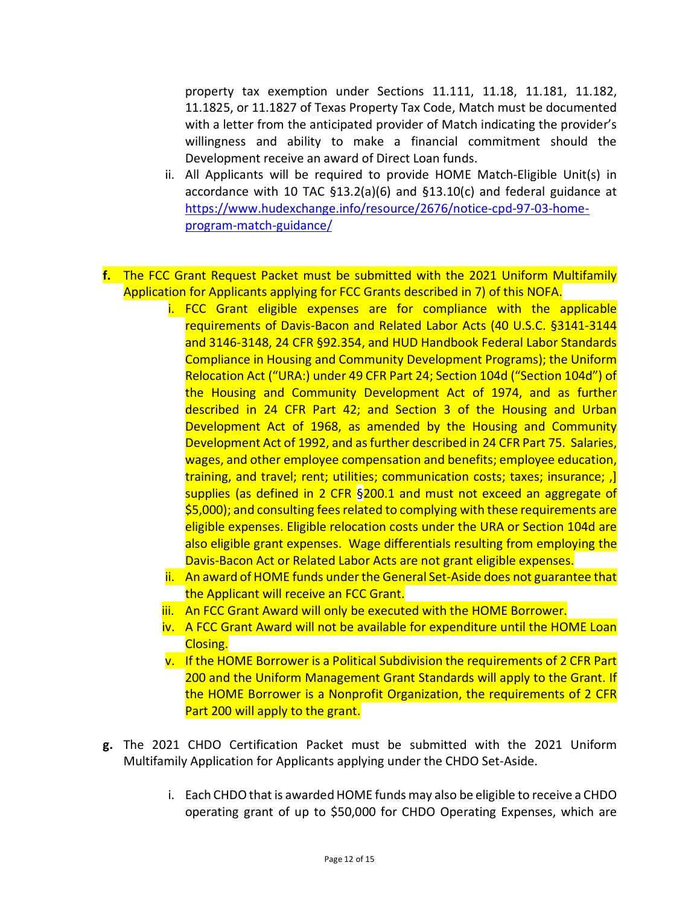property tax exemption under Sections 11.111, 11.18, 11.181, 11.182, 11.1825, or 11.1827 of Texas Property Tax Code, Match must be documented with a letter from the anticipated provider of Match indicating the provider's willingness and ability to make a financial commitment should the Development receive an award of Direct Loan funds.

ii. All Applicants will be required to provide HOME Match-Eligible Unit(s) in accordance with 10 TAC §13.2(a)(6) and §13.10(c) and federal guidance at https://www.hudexchange.info/resource/2676/notice-cpd-97-03-home-program-match-guidance/

**f.** The FCC Grant Request Packet must be submitted with the 2021 Uniform Multifamily Application for Applicants applying for FCC Grants described in 7) of this NOFA.

i. FCC Grant eligible expenses are for compliance with the applicable requirements of Davis-Bacon and Related Labor Acts (40 U.S.C. §3141-3144 and 3146-3148, 24 CFR §92.354, and HUD Handbook Federal Labor Standards Compliance in Housing and Community Development Programs); the Uniform Relocation Act ("URA:) under 49 CFR Part 24; Section 104d ("Section 104d") of the Housing and Community Development Act of 1974, and as further described in 24 CFR Part 42; and Section 3 of the Housing and Urban Development Act of 1968, as amended by the Housing and Community Development Act of 1992, and as further described in 24 CFR Part 75. Salaries, wages, and other employee compensation and benefits; employee education, training, and travel; rent; utilities; communication costs; taxes; insurance; ,] supplies (as defined in 2 CFR §200.1 and must not exceed an aggregate of $5,000); and consulting fees related to complying with these requirements are eligible expenses. Eligible relocation costs under the URA or Section 104d are also eligible grant expenses. Wage differentials resulting from employing the Davis-Bacon Act or Related Labor Acts are not grant eligible expenses.

ii. An award of HOME funds under the General Set-Aside does not guarantee that the Applicant will receive an FCC Grant.

iii. An FCC Grant Award will only be executed with the HOME Borrower.

iv. A FCC Grant Award will not be available for expenditure until the HOME Loan Closing.

v. If the HOME Borrower is a Political Subdivision the requirements of 2 CFR Part 200 and the Uniform Management Grant Standards will apply to the Grant. If the HOME Borrower is a Nonprofit Organization, the requirements of 2 CFR Part 200 will apply to the grant.

**g.** The 2021 CHDO Certification Packet must be submitted with the 2021 Uniform Multifamily Application for Applicants applying under the CHDO Set-Aside.

i. Each CHDO that is awarded HOME funds may also be eligible to receive a CHDO operating grant of up to $50,000 for CHDO Operating Expenses, which are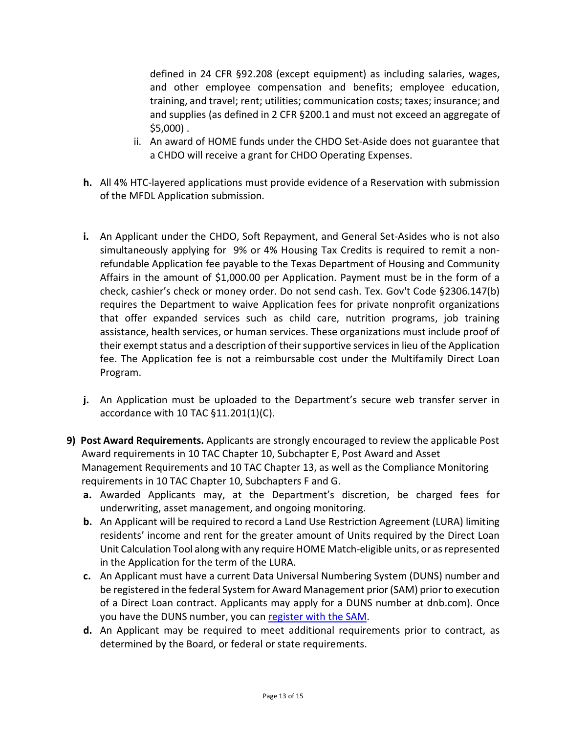defined in 24 CFR §92.208 (except equipment) as including salaries, wages, and other employee compensation and benefits; employee education, training, and travel; rent; utilities; communication costs; taxes; insurance; and and supplies (as defined in 2 CFR §200.1 and must not exceed an aggregate of $5,000) .

ii. An award of HOME funds under the CHDO Set-Aside does not guarantee that a CHDO will receive a grant for CHDO Operating Expenses.

**h.** All 4% HTC-layered applications must provide evidence of a Reservation with submission of the MFDL Application submission.

**i.** An Applicant under the CHDO, Soft Repayment, and General Set-Asides who is not also simultaneously applying for 9% or 4% Housing Tax Credits is required to remit a non-refundable Application fee payable to the Texas Department of Housing and Community Affairs in the amount of $1,000.00 per Application. Payment must be in the form of a check, cashier's check or money order. Do not send cash. Tex. Gov't Code §2306.147(b) requires the Department to waive Application fees for private nonprofit organizations that offer expanded services such as child care, nutrition programs, job training assistance, health services, or human services. These organizations must include proof of their exempt status and a description of their supportive services in lieu of the Application fee. The Application fee is not a reimbursable cost under the Multifamily Direct Loan Program.

**j.** An Application must be uploaded to the Department's secure web transfer server in accordance with 10 TAC §11.201(1)(C).

**9) Post Award Requirements.** Applicants are strongly encouraged to review the applicable Post Award requirements in 10 TAC Chapter 10, Subchapter E, Post Award and Asset Management Requirements and 10 TAC Chapter 13, as well as the Compliance Monitoring requirements in 10 TAC Chapter 10, Subchapters F and G.

**a.** Awarded Applicants may, at the Department's discretion, be charged fees for underwriting, asset management, and ongoing monitoring.

**b.** An Applicant will be required to record a Land Use Restriction Agreement (LURA) limiting residents' income and rent for the greater amount of Units required by the Direct Loan Unit Calculation Tool along with any require HOME Match-eligible units, or as represented in the Application for the term of the LURA.

**c.** An Applicant must have a current Data Universal Numbering System (DUNS) number and be registered in the federal System for Award Management prior (SAM) prior to execution of a Direct Loan contract. Applicants may apply for a DUNS number at dnb.com). Once you have the DUNS number, you can register with the SAM.

**d.** An Applicant may be required to meet additional requirements prior to contract, as determined by the Board, or federal or state requirements.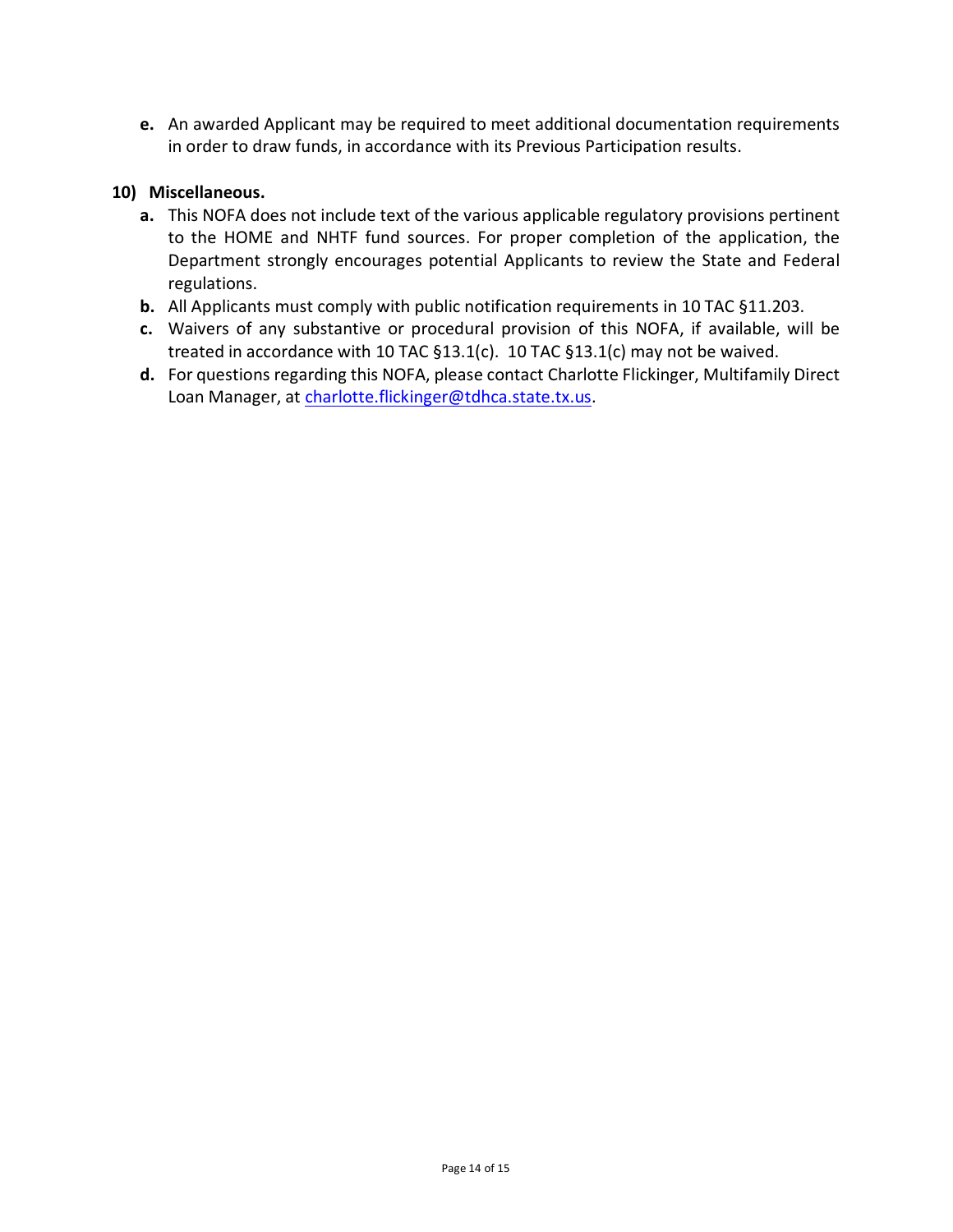e. An awarded Applicant may be required to meet additional documentation requirements in order to draw funds, in accordance with its Previous Participation results.

## 10) Miscellaneous.

a. This NOFA does not include text of the various applicable regulatory provisions pertinent to the HOME and NHTF fund sources. For proper completion of the application, the Department strongly encourages potential Applicants to review the State and Federal regulations.

b. All Applicants must comply with public notification requirements in 10 TAC §11.203.

c. Waivers of any substantive or procedural provision of this NOFA, if available, will be treated in accordance with 10 TAC §13.1(c). 10 TAC §13.1(c) may not be waived.

d. For questions regarding this NOFA, please contact Charlotte Flickinger, Multifamily Direct Loan Manager, at charlotte.flickinger@tdhca.state.tx.us.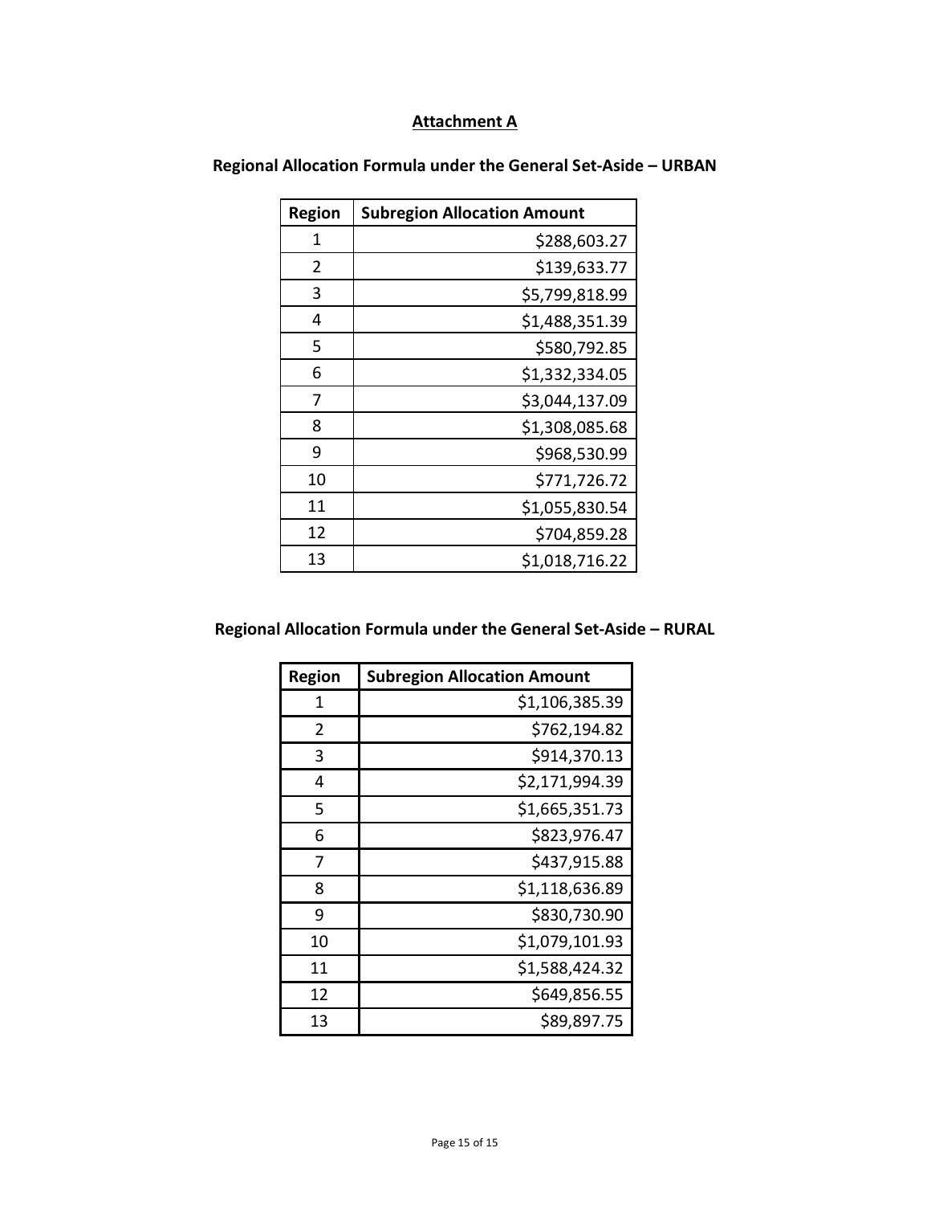# Attachment A

## Regional Allocation Formula under the General Set-Aside – URBAN

| Region | Subregion Allocation Amount |
|---|---|
| 1 | $288,603.27 |
| 2 | $139,633.77 |
| 3 | $5,799,818.99 |
| 4 | $1,488,351.39 |
| 5 | $580,792.85 |
| 6 | $1,332,334.05 |
| 7 | $3,044,137.09 |
| 8 | $1,308,085.68 |
| 9 | $968,530.99 |
| 10 | $771,726.72 |
| 11 | $1,055,830.54 |
| 12 | $704,859.28 |
| 13 | $1,018,716.22 |

## Regional Allocation Formula under the General Set-Aside – RURAL

| Region | Subregion Allocation Amount |
|---|---|
| 1 | $1,106,385.39 |
| 2 | $762,194.82 |
| 3 | $914,370.13 |
| 4 | $2,171,994.39 |
| 5 | $1,665,351.73 |
| 6 | $823,976.47 |
| 7 | $437,915.88 |
| 8 | $1,118,636.89 |
| 9 | $830,730.90 |
| 10 | $1,079,101.93 |
| 11 | $1,588,424.32 |
| 12 | $649,856.55 |
| 13 | $89,897.75 |